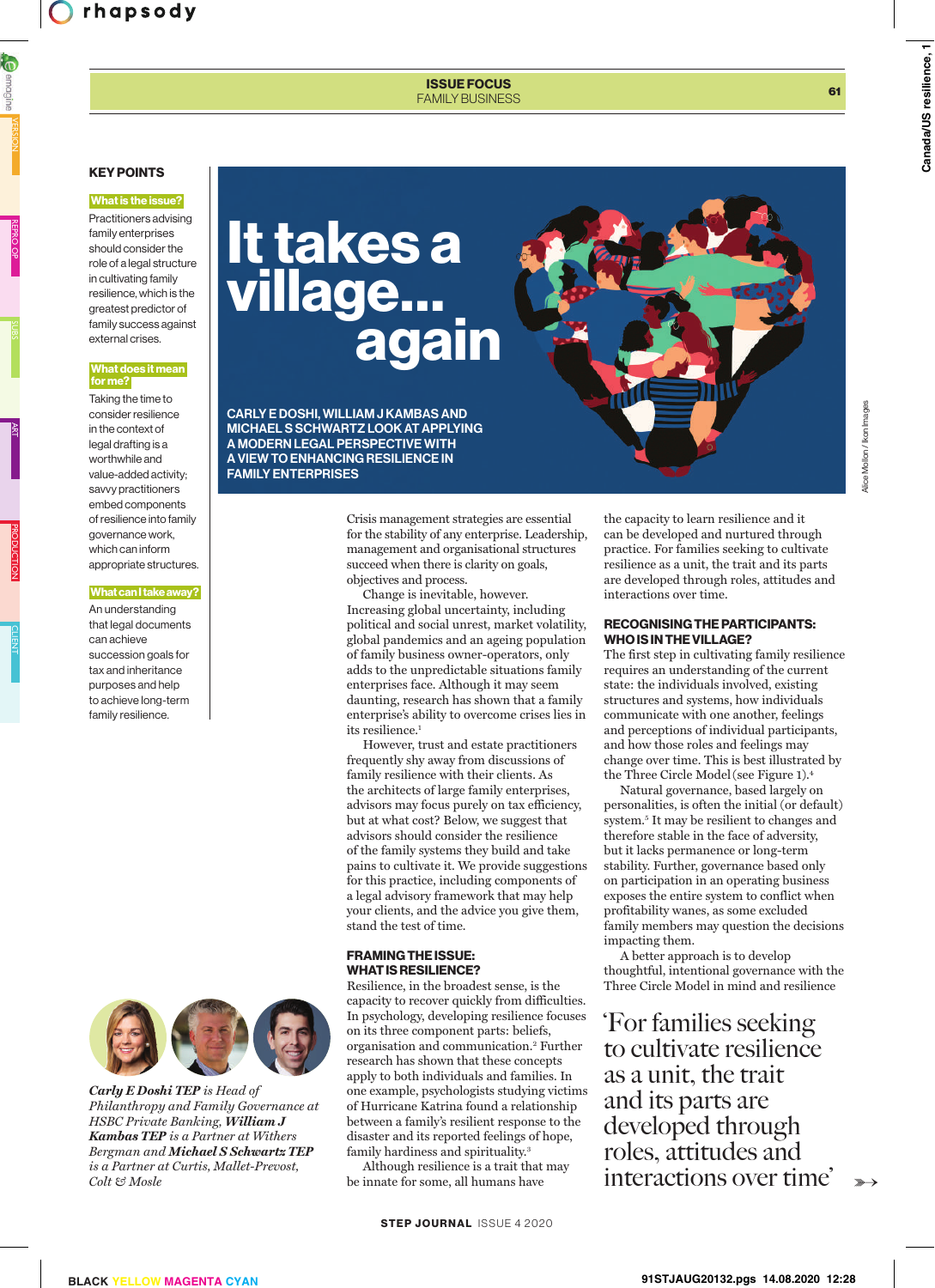# It takes a village... again

**CARLY E DOSHI, WILLIAM J KAMBAS AND MICHAEL S SCHWARTZ LOOK AT APPLYING A MODERN LEGAL PERSPECTIVE WITH A VIEW TO ENHANCING RESILIENCE IN FAMILY ENTERPRISES**

## KEY POINTS

**What is the issue?**

Practitioners advising family enterprises should consider the role of a legal structure in cultivating family resilience, which is the greatest predictor of family success against external crises.

**What does it mean for me?**

Taking the time to consider resilience in the context of legal drafting is a worthwhile and value-added activity; savvy practitioners embed components of resilience into family governance work, which can inform appropriate structures.

**What can I take away?**

An understanding that legal documents can achieve succession goals for tax and inheritance purposes and help to achieve long-term family resilience.

*Carly E Doshi TEP is Head of Philanthropy and Family Governance at HSBC Private Banking, William J Kambas TEP is a Partner at Withers Bergman and Michael S Schwartz TEP is a Partner at Curtis, Mallet-Prevost, Colt & Mosle*

Crisis management strategies are essential for the stability of any enterprise. Leadership, management and organisational structures succeed when there is clarity on goals, objectives and process.

Change is inevitable, however. Increasing global uncertainty, including political and social unrest, market volatility, global pandemics and an ageing population of family business owner-operators, only adds to the unpredictable situations family enterprises face. Although it may seem daunting, research has shown that a family enterprise's ability to overcome crises lies in its resilience.[1]

However, trust and estate practitioners frequently shy away from discussions of family resilience with their clients. As the architects of large family enterprises, advisors may focus purely on tax efficiency, but at what cost? Below, we suggest that advisors should consider the resilience of the family systems they build and take pains to cultivate it. We provide suggestions for this practice, including components of a legal advisory framework that may help your clients, and the advice you give them, stand the test of time.

## FRAMING THE ISSUE: WHAT IS RESILIENCE?

Resilience, in the broadest sense, is the capacity to recover quickly from difficulties. In psychology, developing resilience focuses on its three component parts: beliefs, organisation and communication.[2] Further research has shown that these concepts apply to both individuals and families. In one example, psychologists studying victims of Hurricane Katrina found a relationship between a family's resilient response to the disaster and its reported feelings of hope, family hardiness and spirituality.[3]

Although resilience is a trait that may be innate for some, all humans have the capacity to learn resilience and it can be developed and nurtured through practice. For families seeking to cultivate resilience as a unit, the trait and its parts are developed through roles, attitudes and interactions over time.

## RECOGNISING THE PARTICIPANTS: WHO IS IN THE VILLAGE?

The first step in cultivating family resilience requires an understanding of the current state: the individuals involved, existing structures and systems, how individuals communicate with one another, feelings and perceptions of individual participants, and how those roles and feelings may change over time. This is best illustrated by the Three Circle Model (see Figure 1).[4]

Natural governance, based largely on personalities, is often the initial (or default) system.[5] It may be resilient to changes and therefore stable in the face of adversity, but it lacks permanence or long-term stability. Further, governance based only on participation in an operating business exposes the entire system to conflict when profitability wanes, as some excluded family members may question the decisions impacting them.

A better approach is to develop thoughtful, intentional governance with the Three Circle Model in mind and resilience

> 'For families seeking to cultivate resilience as a unit, the trait and its parts are developed through roles, attitudes and interactions over time'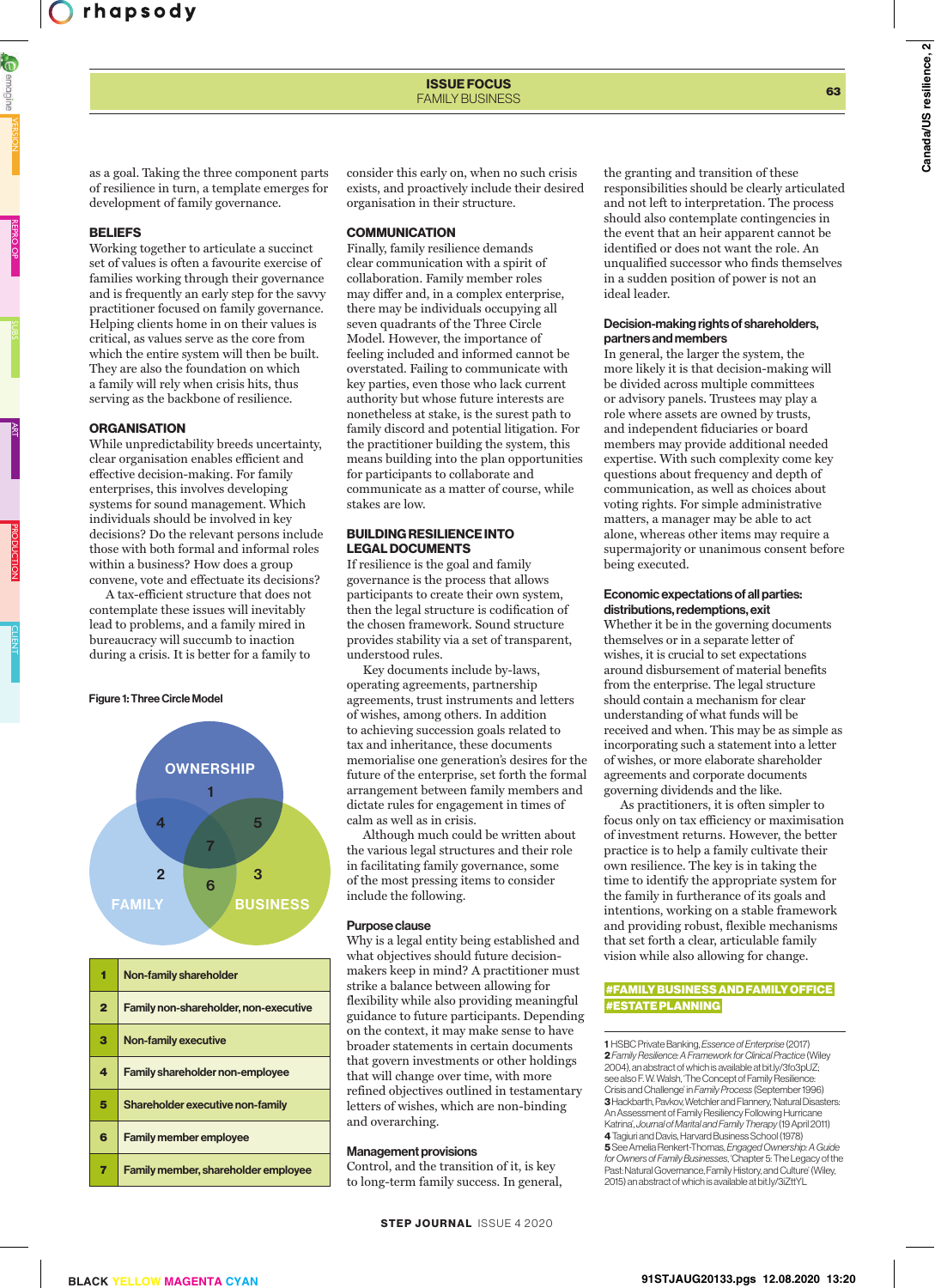as a goal. Taking the three component parts of resilience in turn, a template emerges for development of family governance.

## BELIEFS

Working together to articulate a succinct set of values is often a favourite exercise of families working through their governance and is frequently an early step for the savvy practitioner focused on family governance. Helping clients home in on their values is critical, as values serve as the core from which the entire system will then be built. They are also the foundation on which a family will rely when crisis hits, thus serving as the backbone of resilience.

## ORGANISATION

While unpredictability breeds uncertainty, clear organisation enables efficient and effective decision-making. For family enterprises, this involves developing systems for sound management. Which individuals should be involved in key decisions? Do the relevant persons include those with both formal and informal roles within a business? How does a group convene, vote and effectuate its decisions?

A tax-efficient structure that does not contemplate these issues will inevitably lead to problems, and a family mired in bureaucracy will succumb to inaction during a crisis. It is better for a family to consider this early on, when no such crisis exists, and proactively include their desired organisation in their structure.

**Figure 1: Three Circle Model**

OWNERSHIP
FAMILY
BUSINESS
1
2
3
4
5
6
7

| | |
|---|---|
| 1 | Non-family shareholder |
| 2 | Family non-shareholder, non-executive |
| 3 | Non-family executive |
| 4 | Family shareholder non-employee |
| 5 | Shareholder executive non-family |
| 6 | Family member employee |
| 7 | Family member, shareholder employee |

## COMMUNICATION

Finally, family resilience demands clear communication with a spirit of collaboration. Family member roles may differ and, in a complex enterprise, there may be individuals occupying all seven quadrants of the Three Circle Model. However, the importance of feeling included and informed cannot be overstated. Failing to communicate with key parties, even those who lack current authority but whose future interests are nonetheless at stake, is the surest path to family discord and potential litigation. For the practitioner building the system, this means building into the plan opportunities for participants to collaborate and communicate as a matter of course, while stakes are low.

## BUILDING RESILIENCE INTO LEGAL DOCUMENTS

If resilience is the goal and family governance is the process that allows participants to create their own system, then the legal structure is codification of the chosen framework. Sound structure provides stability via a set of transparent, understood rules.

Key documents include by-laws, operating agreements, partnership agreements, trust instruments and letters of wishes, among others. In addition to achieving succession goals related to tax and inheritance, these documents memorialise one generation's desires for the future of the enterprise, set forth the formal arrangement between family members and dictate rules for engagement in times of calm as well as in crisis.

Although much could be written about the various legal structures and their role in facilitating family governance, some of the most pressing items to consider include the following.

### Purpose clause

Why is a legal entity being established and what objectives should future decision-makers keep in mind? A practitioner must strike a balance between allowing for flexibility while also providing meaningful guidance to future participants. Depending on the context, it may make sense to have broader statements in certain documents that govern investments or other holdings that will change over time, with more refined objectives outlined in testamentary letters of wishes, which are non-binding and overarching.

### Management provisions

Control, and the transition of it, is key to long-term family success. In general, the granting and transition of these responsibilities should be clearly articulated and not left to interpretation. The process should also contemplate contingencies in the event that an heir apparent cannot be identified or does not want the role. An unqualified successor who finds themselves in a sudden position of power is not an ideal leader.

### Decision-making rights of shareholders, partners and members

In general, the larger the system, the more likely it is that decision-making will be divided across multiple committees or advisory panels. Trustees may play a role where assets are owned by trusts, and independent fiduciaries or board members may provide additional needed expertise. With such complexity come key questions about frequency and depth of communication, as well as choices about voting rights. For simple administrative matters, a manager may be able to act alone, whereas other items may require a supermajority or unanimous consent before being executed.

### Economic expectations of all parties: distributions, redemptions, exit

Whether it be in the governing documents themselves or in a separate letter of wishes, it is crucial to set expectations around disbursement of material benefits from the enterprise. The legal structure should contain a mechanism for clear understanding of what funds will be received and when. This may be as simple as incorporating such a statement into a letter of wishes, or more elaborate shareholder agreements and corporate documents governing dividends and the like.

As practitioners, it is often simpler to focus only on tax efficiency or maximisation of investment returns. However, the better practice is to help a family cultivate their own resilience. The key is in taking the time to identify the appropriate system for the family in furtherance of its goals and intentions, working on a stable framework and providing robust, flexible mechanisms that set forth a clear, articulable family vision while also allowing for change.

**#FAMILY BUSINESS AND FAMILY OFFICE**
**#ESTATE PLANNING**

---

**1** HSBC Private Banking, *Essence of Enterprise* (2017)
**2** *Family Resilience: A Framework for Clinical Practice* (Wiley 2004), an abstract of which is available at bit.ly/3fo3pUZ; see also F. W. Walsh, 'The Concept of Family Resilience: Crisis and Challenge' in *Family Process* (September 1996)
**3** Hackbarth, Pavkov, Wetchler and Flannery, 'Natural Disasters: An Assessment of Family Resiliency Following Hurricane Katrina', *Journal of Marital and Family Therapy* (19 April 2011)
**4** Tagiuri and Davis, Harvard Business School (1978)
**5** See Amelia Renkert-Thomas, *Engaged Ownership: A Guide for Owners of Family Businesses*, 'Chapter 5: The Legacy of the Past: Natural Governance, Family History, and Culture' (Wiley, 2015) an abstract of which is available at bit.ly/3iZttYL